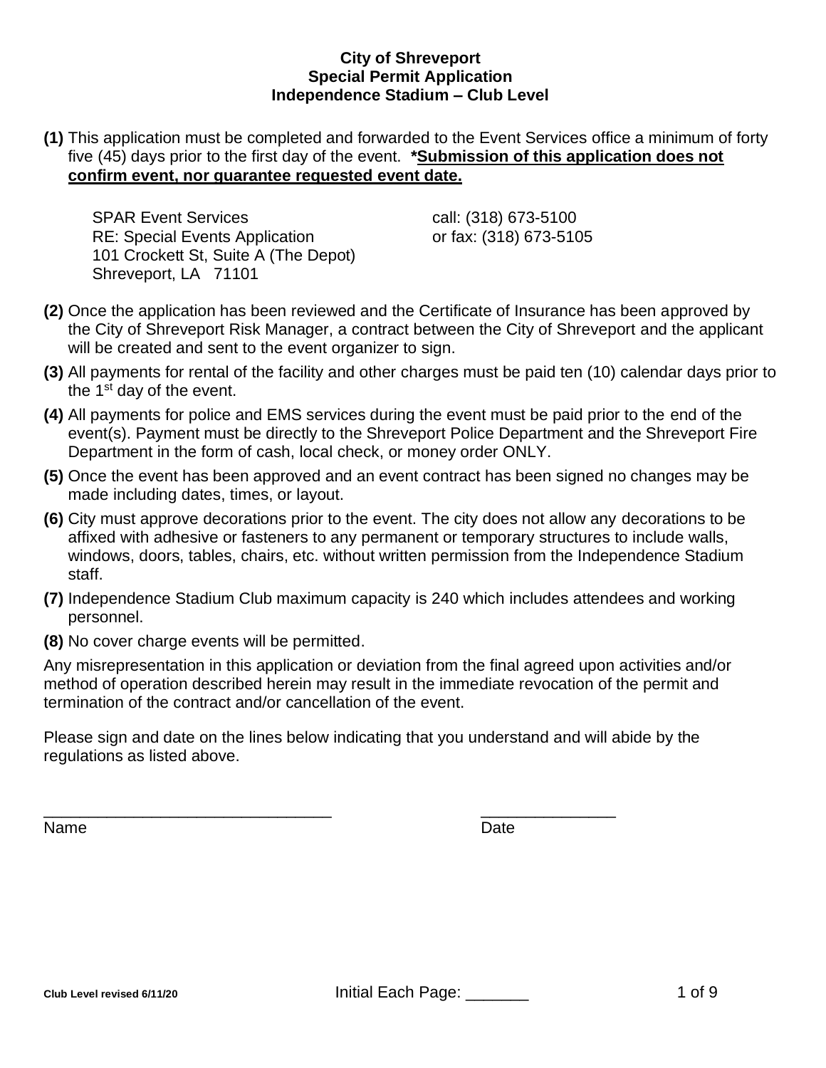**City of Shreveport**
**Special Permit Application**
**Independence Stadium – Club Level**

**(1)** This application must be completed and forwarded to the Event Services office a minimum of forty five (45) days prior to the first day of the event. ***Submission of this application does not confirm event, nor guarantee requested event date.**

SPAR Event Services
RE: Special Events Application
101 Crockett St, Suite A (The Depot)
Shreveport, LA 71101

call: (318) 673-5100
or fax: (318) 673-5105

**(2)** Once the application has been reviewed and the Certificate of Insurance has been approved by the City of Shreveport Risk Manager, a contract between the City of Shreveport and the applicant will be created and sent to the event organizer to sign.

**(3)** All payments for rental of the facility and other charges must be paid ten (10) calendar days prior to the 1st day of the event.

**(4)** All payments for police and EMS services during the event must be paid prior to the end of the event(s). Payment must be directly to the Shreveport Police Department and the Shreveport Fire Department in the form of cash, local check, or money order ONLY.

**(5)** Once the event has been approved and an event contract has been signed no changes may be made including dates, times, or layout.

**(6)** City must approve decorations prior to the event. The city does not allow any decorations to be affixed with adhesive or fasteners to any permanent or temporary structures to include walls, windows, doors, tables, chairs, etc. without written permission from the Independence Stadium staff.

**(7)** Independence Stadium Club maximum capacity is 240 which includes attendees and working personnel.

**(8)** No cover charge events will be permitted.

Any misrepresentation in this application or deviation from the final agreed upon activities and/or method of operation described herein may result in the immediate revocation of the permit and termination of the contract and/or cancellation of the event.

Please sign and date on the lines below indicating that you understand and will abide by the regulations as listed above.

_______________________________ Name

_______________ Date

Club Level revised 6/11/20

Initial Each Page: _______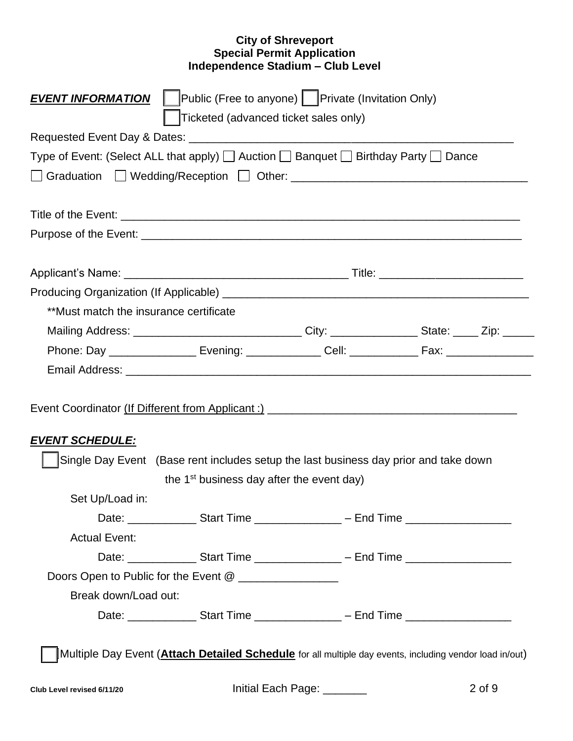**City of Shreveport**
**Special Permit Application**
**Independence Stadium – Club Level**

***EVENT INFORMATION*** ☐ Public (Free to anyone) ☐ Private (Invitation Only)
☐ Ticketed (advanced ticket sales only)

Requested Event Day & Dates: ____________________________________________________

Type of Event: (Select ALL that apply) ☐ Auction ☐ Banquet ☐ Birthday Party ☐ Dance
☐ Graduation ☐ Wedding/Reception ☐ Other: ______________________________________

Title of the Event: _________________________________________________________________

Purpose of the Event: ______________________________________________________________

Applicant's Name: ___________________________________ Title: _______________________

Producing Organization (If Applicable) ___________________________________________________

**Must match the insurance certificate

Mailing Address: ___________________________ City: ______________ State: ____ Zip: _____

Phone: Day ______________ Evening: ____________ Cell: ___________ Fax: ______________

Email Address: ___________________________________________________________________

Event Coordinator <u>(If Different from Applicant :)</u> ________________________________________

***EVENT SCHEDULE:***

☐ Single Day Event (Base rent includes setup the last business day prior and take down the 1st business day after the event day)

Set Up/Load in:

Date: ___________ Start Time ______________ – End Time _________________

Actual Event:

Date: ___________ Start Time ______________ – End Time _________________

Doors Open to Public for the Event @ ________________

Break down/Load out:

Date: ___________ Start Time ______________ – End Time _________________

☐ Multiple Day Event (<u>**Attach Detailed Schedule**</u> for all multiple day events, including vendor load in/out)

Club Level revised 6/11/20 Initial Each Page: _______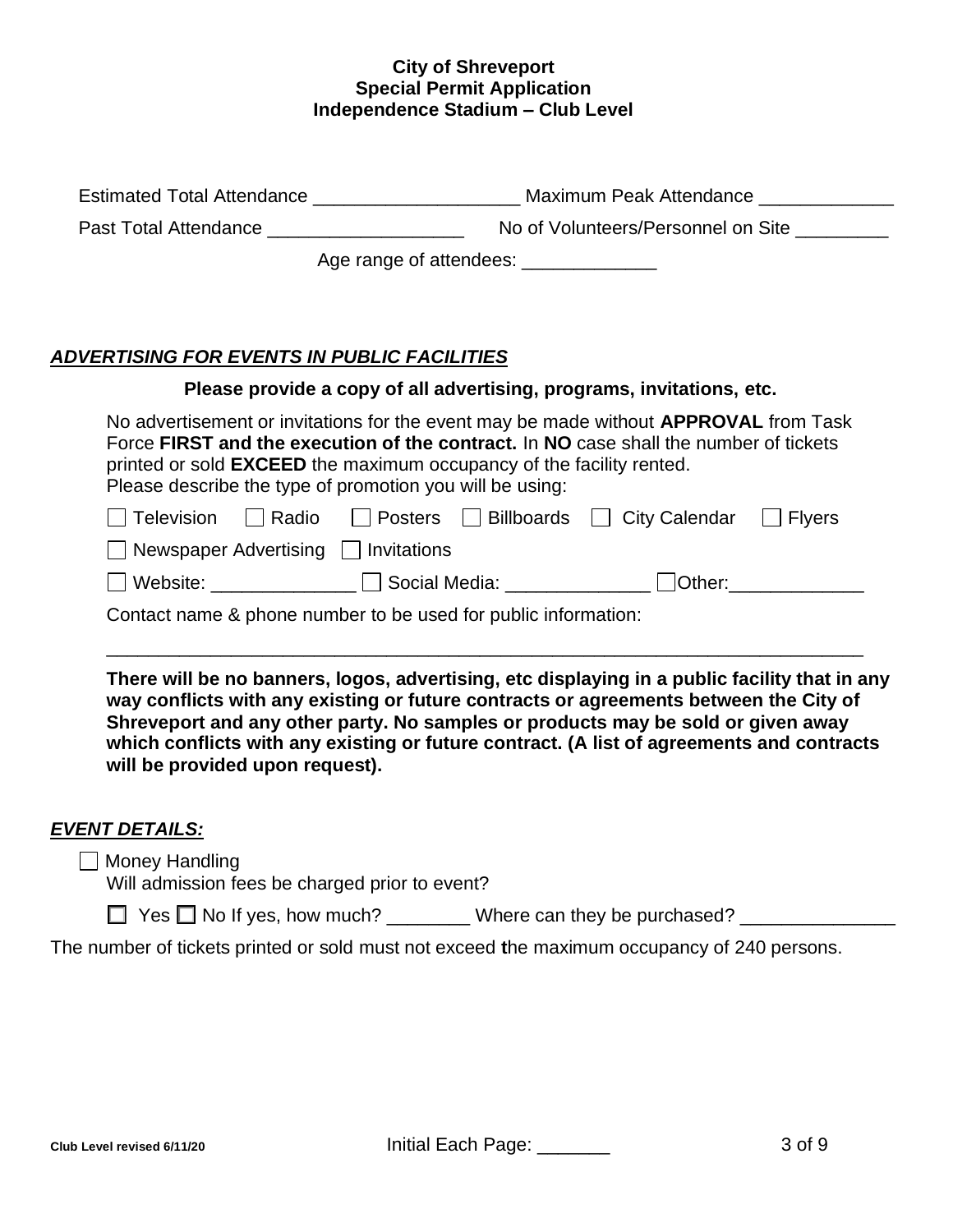**City of Shreveport**
**Special Permit Application**
**Independence Stadium – Club Level**

Estimated Total Attendance ___________________ Maximum Peak Attendance _____________

Past Total Attendance ___________________ No of Volunteers/Personnel on Site _________

Age range of attendees: _____________

## ***ADVERTISING FOR EVENTS IN PUBLIC FACILITIES***

**Please provide a copy of all advertising, programs, invitations, etc.**

No advertisement or invitations for the event may be made without **APPROVAL** from Task Force **FIRST and the execution of the contract.** In **NO** case shall the number of tickets printed or sold **EXCEED** the maximum occupancy of the facility rented.
Please describe the type of promotion you will be using:

☐ Television ☐ Radio ☐ Posters ☐ Billboards ☐ City Calendar ☐ Flyers

☐ Newspaper Advertising ☐ Invitations

☐ Website: _____________ ☐ Social Media: _____________ ☐ Other: _____________

Contact name & phone number to be used for public information:

___________________________________________________________________________

**There will be no banners, logos, advertising, etc displaying in a public facility that in any way conflicts with any existing or future contracts or agreements between the City of Shreveport and any other party. No samples or products may be sold or given away which conflicts with any existing or future contract. (A list of agreements and contracts will be provided upon request).**

## ***EVENT DETAILS:***

☐ Money Handling
Will admission fees be charged prior to event?

☐ Yes ☐ No If yes, how much? ________ Where can they be purchased? _______________

The number of tickets printed or sold must not exceed the maximum occupancy of 240 persons.

Initial Each Page: _______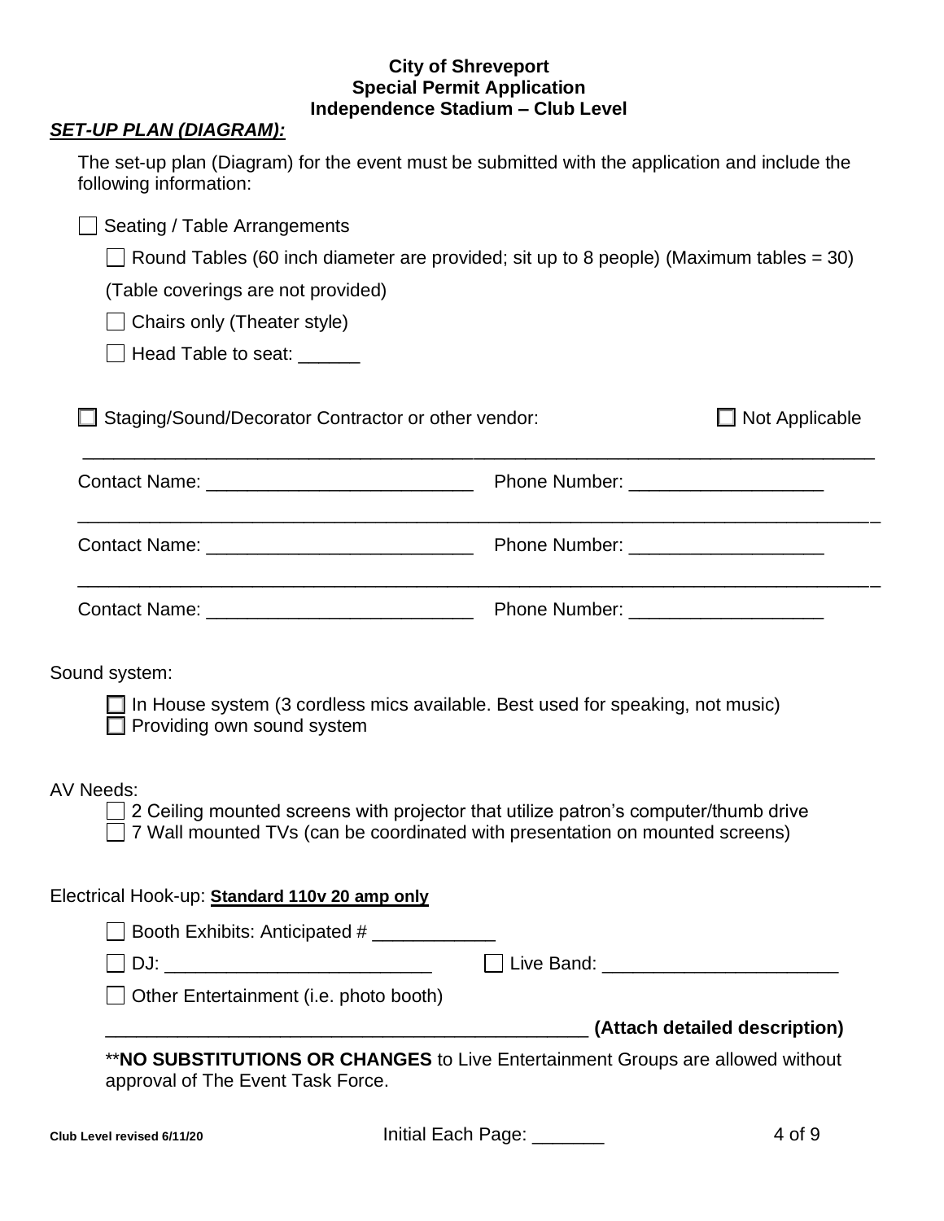**City of Shreveport**
**Special Permit Application**
**Independence Stadium – Club Level**

***SET-UP PLAN (DIAGRAM):***

The set-up plan (Diagram) for the event must be submitted with the application and include the following information:

☐ Seating / Table Arrangements

☐ Round Tables (60 inch diameter are provided; sit up to 8 people) (Maximum tables = 30)

(Table coverings are not provided)

☐ Chairs only (Theater style)

☐ Head Table to seat: ______

☐ Staging/Sound/Decorator Contractor or other vendor: ☐ Not Applicable

______________________________________________________________________________

Contact Name: __________________________ Phone Number: ___________________

______________________________________________________________________________

Contact Name: __________________________ Phone Number: ___________________

______________________________________________________________________________

Contact Name: __________________________ Phone Number: ___________________

Sound system:

☐ In House system (3 cordless mics available. Best used for speaking, not music)
☐ Providing own sound system

AV Needs:

☐ 2 Ceiling mounted screens with projector that utilize patron's computer/thumb drive
☐ 7 Wall mounted TVs (can be coordinated with presentation on mounted screens)

Electrical Hook-up: **Standard 110v 20 amp only**

☐ Booth Exhibits: Anticipated # ____________

☐ DJ: __________________________ ☐ Live Band: _______________________

☐ Other Entertainment (i.e. photo booth)

_________________________________________________ **(Attach detailed description)**

**NO SUBSTITUTIONS OR CHANGES** to Live Entertainment Groups are allowed without approval of The Event Task Force.

Initial Each Page: _______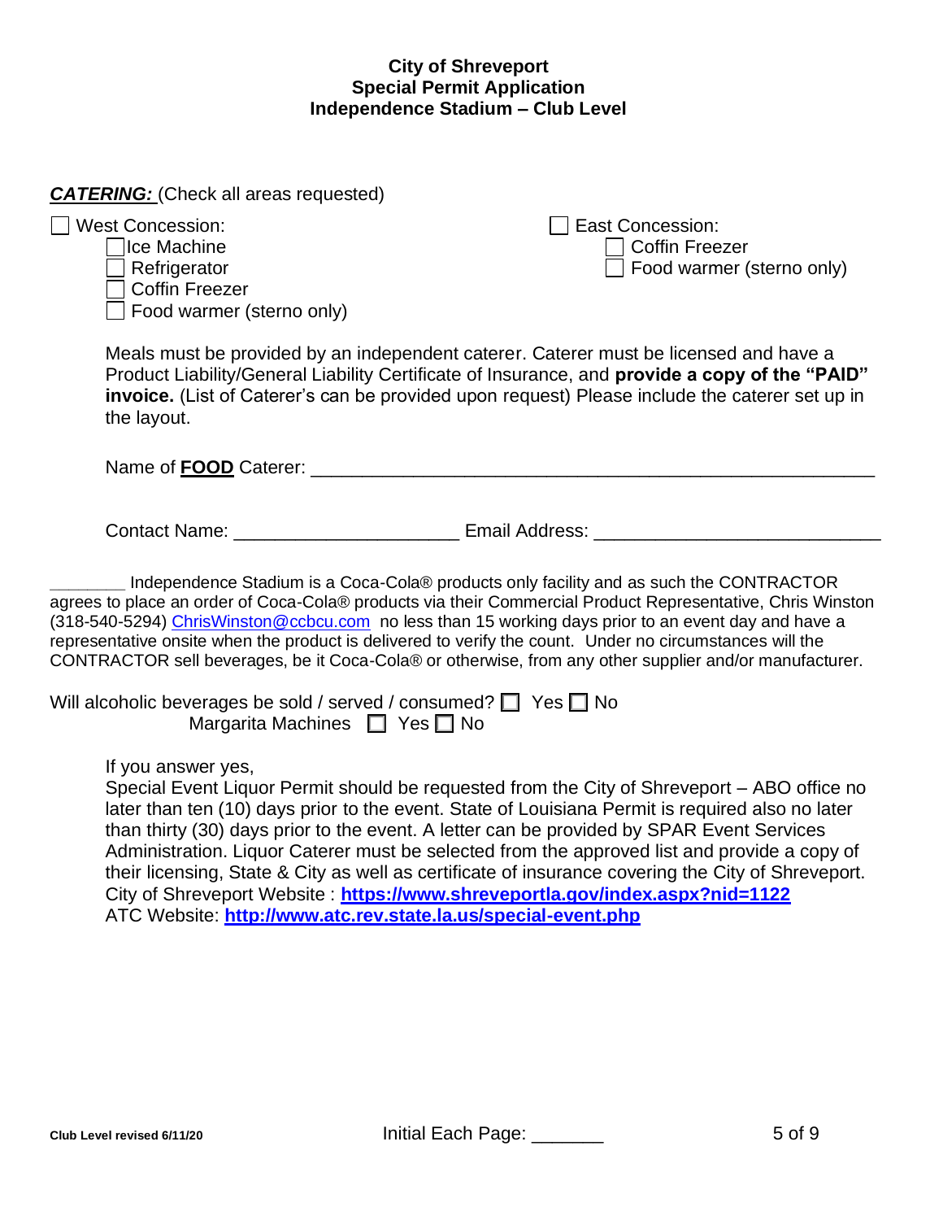**City of Shreveport**
**Special Permit Application**
**Independence Stadium – Club Level**

***CATERING:*** (Check all areas requested)

☐ West Concession:
- ☐ Ice Machine
- ☐ Refrigerator
- ☐ Coffin Freezer
- ☐ Food warmer (sterno only)

☐ East Concession:
- ☐ Coffin Freezer
- ☐ Food warmer (sterno only)

Meals must be provided by an independent caterer. Caterer must be licensed and have a Product Liability/General Liability Certificate of Insurance, and **provide a copy of the "PAID" invoice.** (List of Caterer's can be provided upon request) Please include the caterer set up in the layout.

Name of **FOOD** Caterer: ______________________________________________________

Contact Name: _____________________ Email Address: ___________________________

________ Independence Stadium is a Coca-Cola® products only facility and as such the CONTRACTOR agrees to place an order of Coca-Cola® products via their Commercial Product Representative, Chris Winston (318-540-5294) ChrisWinston@ccbcu.com no less than 15 working days prior to an event day and have a representative onsite when the product is delivered to verify the count. Under no circumstances will the CONTRACTOR sell beverages, be it Coca-Cola® or otherwise, from any other supplier and/or manufacturer.

Will alcoholic beverages be sold / served / consumed? ☐ Yes ☐ No
Margarita Machines ☐ Yes ☐ No

If you answer yes,
Special Event Liquor Permit should be requested from the City of Shreveport – ABO office no later than ten (10) days prior to the event. State of Louisiana Permit is required also no later than thirty (30) days prior to the event. A letter can be provided by SPAR Event Services Administration. Liquor Caterer must be selected from the approved list and provide a copy of their licensing, State & City as well as certificate of insurance covering the City of Shreveport.
City of Shreveport Website : **https://www.shreveportla.gov/index.aspx?nid=1122**
ATC Website: **http://www.atc.rev.state.la.us/special-event.php**

Club Level revised 6/11/20 Initial Each Page: _______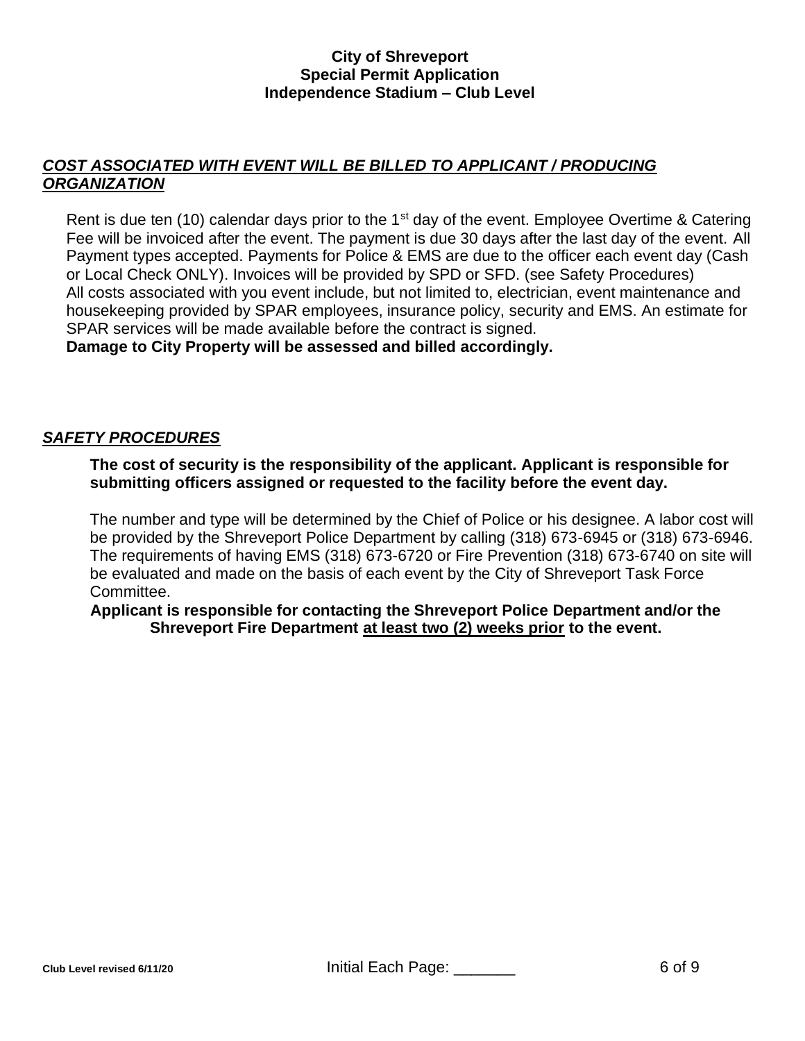**City of Shreveport**
**Special Permit Application**
**Independence Stadium – Club Level**

***COST ASSOCIATED WITH EVENT WILL BE BILLED TO APPLICANT / PRODUCING ORGANIZATION***

Rent is due ten (10) calendar days prior to the 1st day of the event. Employee Overtime & Catering Fee will be invoiced after the event. The payment is due 30 days after the last day of the event. All Payment types accepted. Payments for Police & EMS are due to the officer each event day (Cash or Local Check ONLY). Invoices will be provided by SPD or SFD. (see Safety Procedures)
All costs associated with you event include, but not limited to, electrician, event maintenance and housekeeping provided by SPAR employees, insurance policy, security and EMS. An estimate for SPAR services will be made available before the contract is signed.
**Damage to City Property will be assessed and billed accordingly.**

***SAFETY PROCEDURES***

**The cost of security is the responsibility of the applicant. Applicant is responsible for submitting officers assigned or requested to the facility before the event day.**

The number and type will be determined by the Chief of Police or his designee. A labor cost will be provided by the Shreveport Police Department by calling (318) 673-6945 or (318) 673-6946. The requirements of having EMS (318) 673-6720 or Fire Prevention (318) 673-6740 on site will be evaluated and made on the basis of each event by the City of Shreveport Task Force Committee.

**Applicant is responsible for contacting the Shreveport Police Department and/or the Shreveport Fire Department at least two (2) weeks prior to the event.**

Club Level revised 6/11/20 Initial Each Page: _______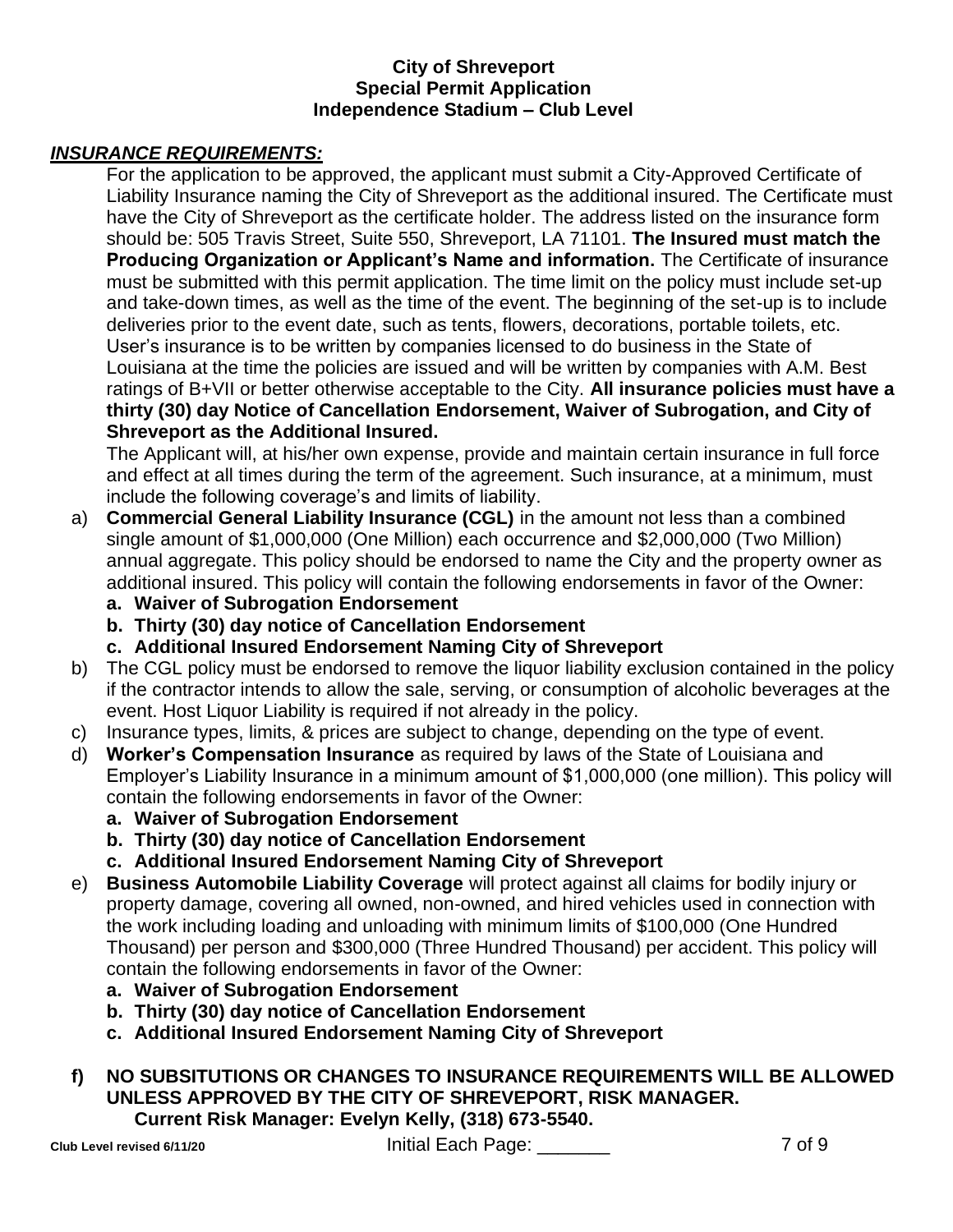**City of Shreveport**
**Special Permit Application**
**Independence Stadium – Club Level**

***INSURANCE REQUIREMENTS:***

For the application to be approved, the applicant must submit a City-Approved Certificate of Liability Insurance naming the City of Shreveport as the additional insured. The Certificate must have the City of Shreveport as the certificate holder. The address listed on the insurance form should be: 505 Travis Street, Suite 550, Shreveport, LA 71101. **The Insured must match the Producing Organization or Applicant's Name and information.** The Certificate of insurance must be submitted with this permit application. The time limit on the policy must include set-up and take-down times, as well as the time of the event. The beginning of the set-up is to include deliveries prior to the event date, such as tents, flowers, decorations, portable toilets, etc. User's insurance is to be written by companies licensed to do business in the State of Louisiana at the time the policies are issued and will be written by companies with A.M. Best ratings of B+VII or better otherwise acceptable to the City. **All insurance policies must have a thirty (30) day Notice of Cancellation Endorsement, Waiver of Subrogation, and City of Shreveport as the Additional Insured.**

The Applicant will, at his/her own expense, provide and maintain certain insurance in full force and effect at all times during the term of the agreement. Such insurance, at a minimum, must include the following coverage's and limits of liability.

a) **Commercial General Liability Insurance (CGL)** in the amount not less than a combined single amount of $1,000,000 (One Million) each occurrence and $2,000,000 (Two Million) annual aggregate. This policy should be endorsed to name the City and the property owner as additional insured. This policy will contain the following endorsements in favor of the Owner:
   - **a. Waiver of Subrogation Endorsement**
   - **b. Thirty (30) day notice of Cancellation Endorsement**
   - **c. Additional Insured Endorsement Naming City of Shreveport**

b) The CGL policy must be endorsed to remove the liquor liability exclusion contained in the policy if the contractor intends to allow the sale, serving, or consumption of alcoholic beverages at the event. Host Liquor Liability is required if not already in the policy.

c) Insurance types, limits, & prices are subject to change, depending on the type of event.

d) **Worker's Compensation Insurance** as required by laws of the State of Louisiana and Employer's Liability Insurance in a minimum amount of $1,000,000 (one million). This policy will contain the following endorsements in favor of the Owner:
   - **a. Waiver of Subrogation Endorsement**
   - **b. Thirty (30) day notice of Cancellation Endorsement**
   - **c. Additional Insured Endorsement Naming City of Shreveport**

e) **Business Automobile Liability Coverage** will protect against all claims for bodily injury or property damage, covering all owned, non-owned, and hired vehicles used in connection with the work including loading and unloading with minimum limits of $100,000 (One Hundred Thousand) per person and $300,000 (Three Hundred Thousand) per accident. This policy will contain the following endorsements in favor of the Owner:
   - **a. Waiver of Subrogation Endorsement**
   - **b. Thirty (30) day notice of Cancellation Endorsement**
   - **c. Additional Insured Endorsement Naming City of Shreveport**

**f) NO SUBSITUTIONS OR CHANGES TO INSURANCE REQUIREMENTS WILL BE ALLOWED UNLESS APPROVED BY THE CITY OF SHREVEPORT, RISK MANAGER.**
**Current Risk Manager: Evelyn Kelly, (318) 673-5540.**

Initial Each Page: _______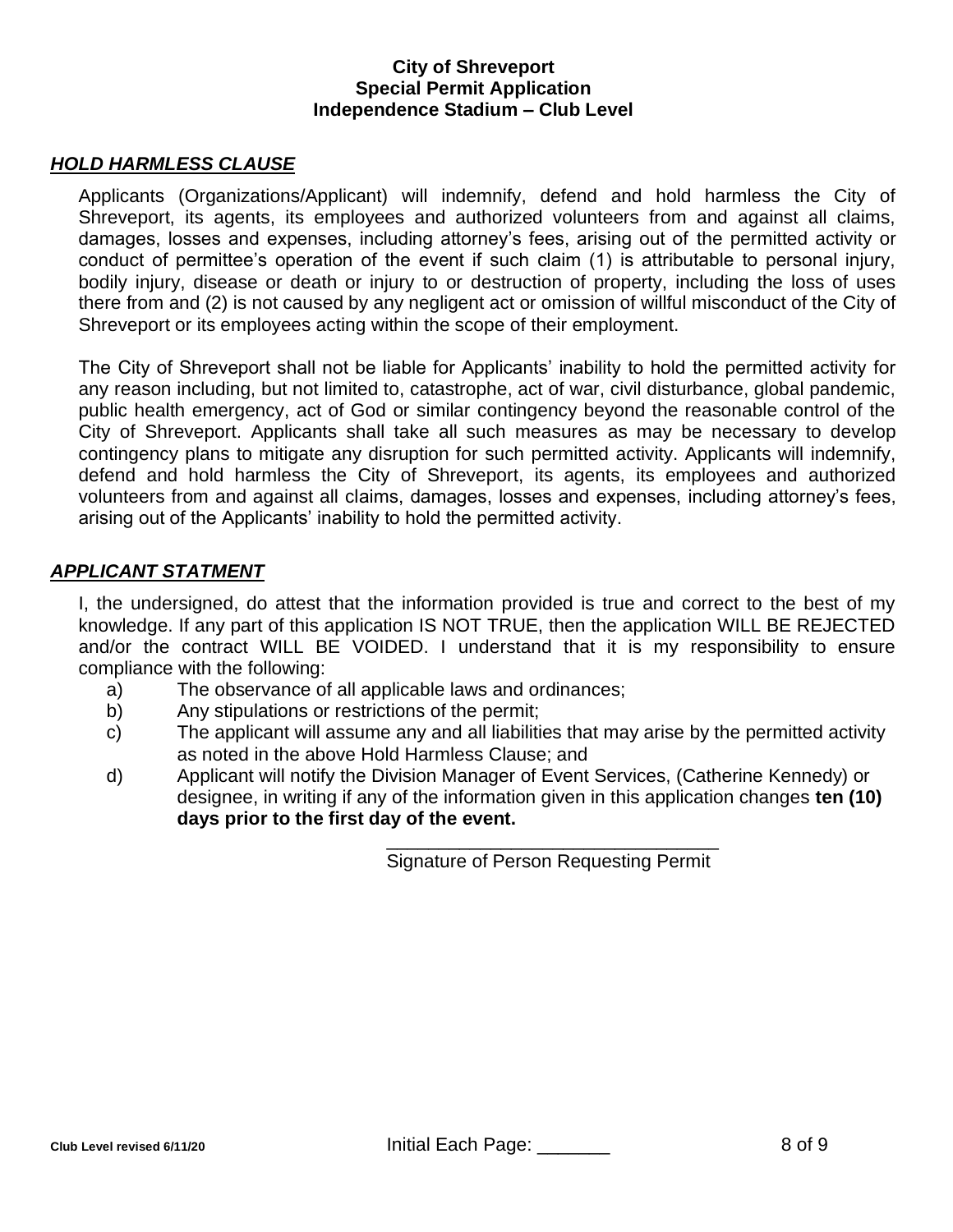**City of Shreveport**
**Special Permit Application**
**Independence Stadium – Club Level**

## ***HOLD HARMLESS CLAUSE***

Applicants (Organizations/Applicant) will indemnify, defend and hold harmless the City of Shreveport, its agents, its employees and authorized volunteers from and against all claims, damages, losses and expenses, including attorney's fees, arising out of the permitted activity or conduct of permittee's operation of the event if such claim (1) is attributable to personal injury, bodily injury, disease or death or injury to or destruction of property, including the loss of uses there from and (2) is not caused by any negligent act or omission of willful misconduct of the City of Shreveport or its employees acting within the scope of their employment.

The City of Shreveport shall not be liable for Applicants' inability to hold the permitted activity for any reason including, but not limited to, catastrophe, act of war, civil disturbance, global pandemic, public health emergency, act of God or similar contingency beyond the reasonable control of the City of Shreveport. Applicants shall take all such measures as may be necessary to develop contingency plans to mitigate any disruption for such permitted activity. Applicants will indemnify, defend and hold harmless the City of Shreveport, its agents, its employees and authorized volunteers from and against all claims, damages, losses and expenses, including attorney's fees, arising out of the Applicants' inability to hold the permitted activity.

## ***APPLICANT STATMENT***

I, the undersigned, do attest that the information provided is true and correct to the best of my knowledge. If any part of this application IS NOT TRUE, then the application WILL BE REJECTED and/or the contract WILL BE VOIDED. I understand that it is my responsibility to ensure compliance with the following:

a) The observance of all applicable laws and ordinances;
b) Any stipulations or restrictions of the permit;
c) The applicant will assume any and all liabilities that may arise by the permitted activity as noted in the above Hold Harmless Clause; and
d) Applicant will notify the Division Manager of Event Services, (Catherine Kennedy) or designee, in writing if any of the information given in this application changes **ten (10) days prior to the first day of the event.**

\_\_\_\_\_\_\_\_\_\_\_\_\_\_\_\_\_\_\_\_\_\_\_\_\_\_\_\_\_\_\_\_
Signature of Person Requesting Permit

Club Level revised 6/11/20 Initial Each Page: \_\_\_\_\_\_\_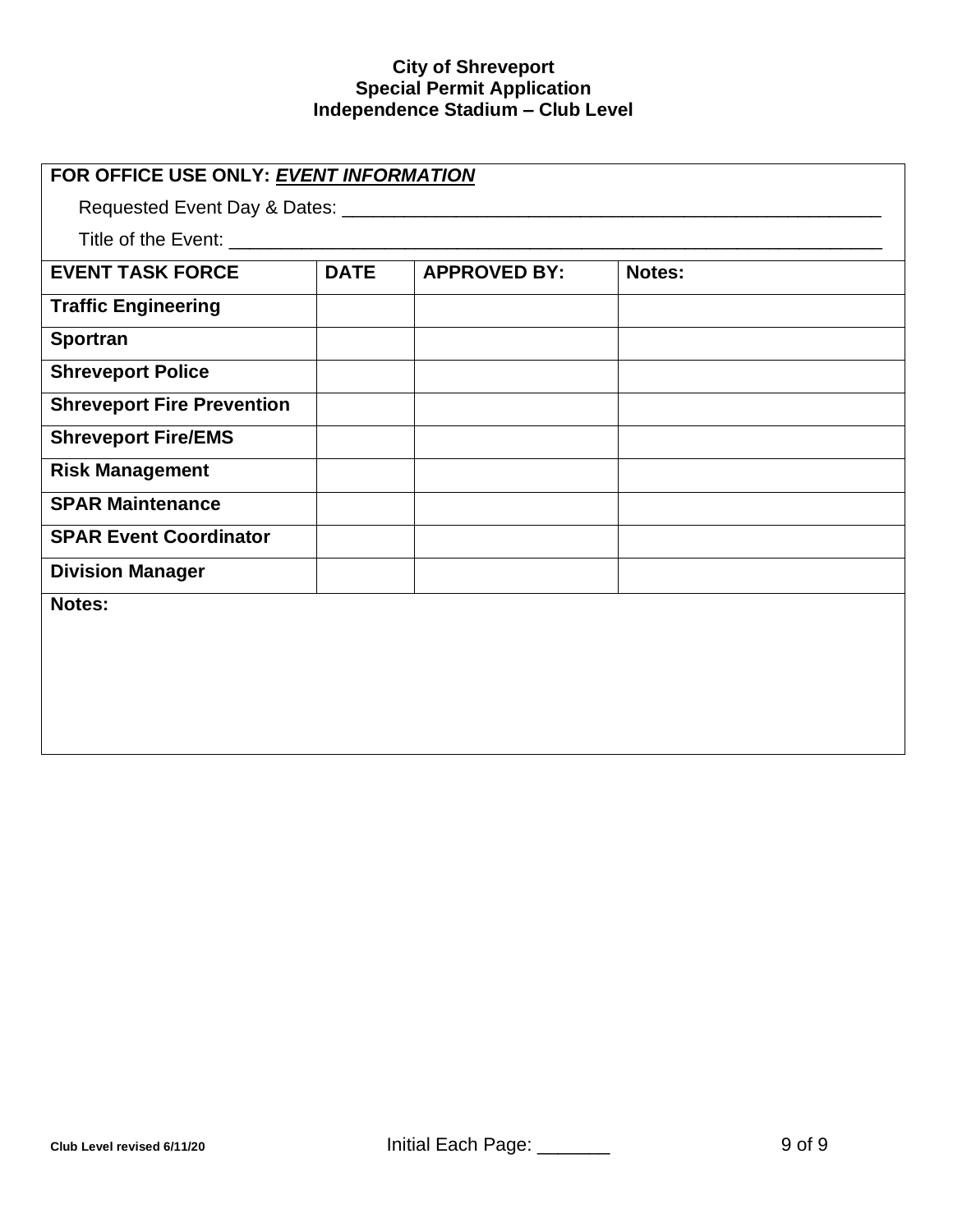**City of Shreveport**
**Special Permit Application**
**Independence Stadium – Club Level**

**FOR OFFICE USE ONLY: *EVENT INFORMATION***

Requested Event Day & Dates: ____________________________________________________

Title of the Event: ______________________________________________________________

| EVENT TASK FORCE | DATE | APPROVED BY: | Notes: |
|---|---|---|---|
| **Traffic Engineering** | | | |
| **Sportran** | | | |
| **Shreveport Police** | | | |
| **Shreveport Fire Prevention** | | | |
| **Shreveport Fire/EMS** | | | |
| **Risk Management** | | | |
| **SPAR Maintenance** | | | |
| **SPAR Event Coordinator** | | | |
| **Division Manager** | | | |

**Notes:**

Club Level revised 6/11/20 Initial Each Page: _______